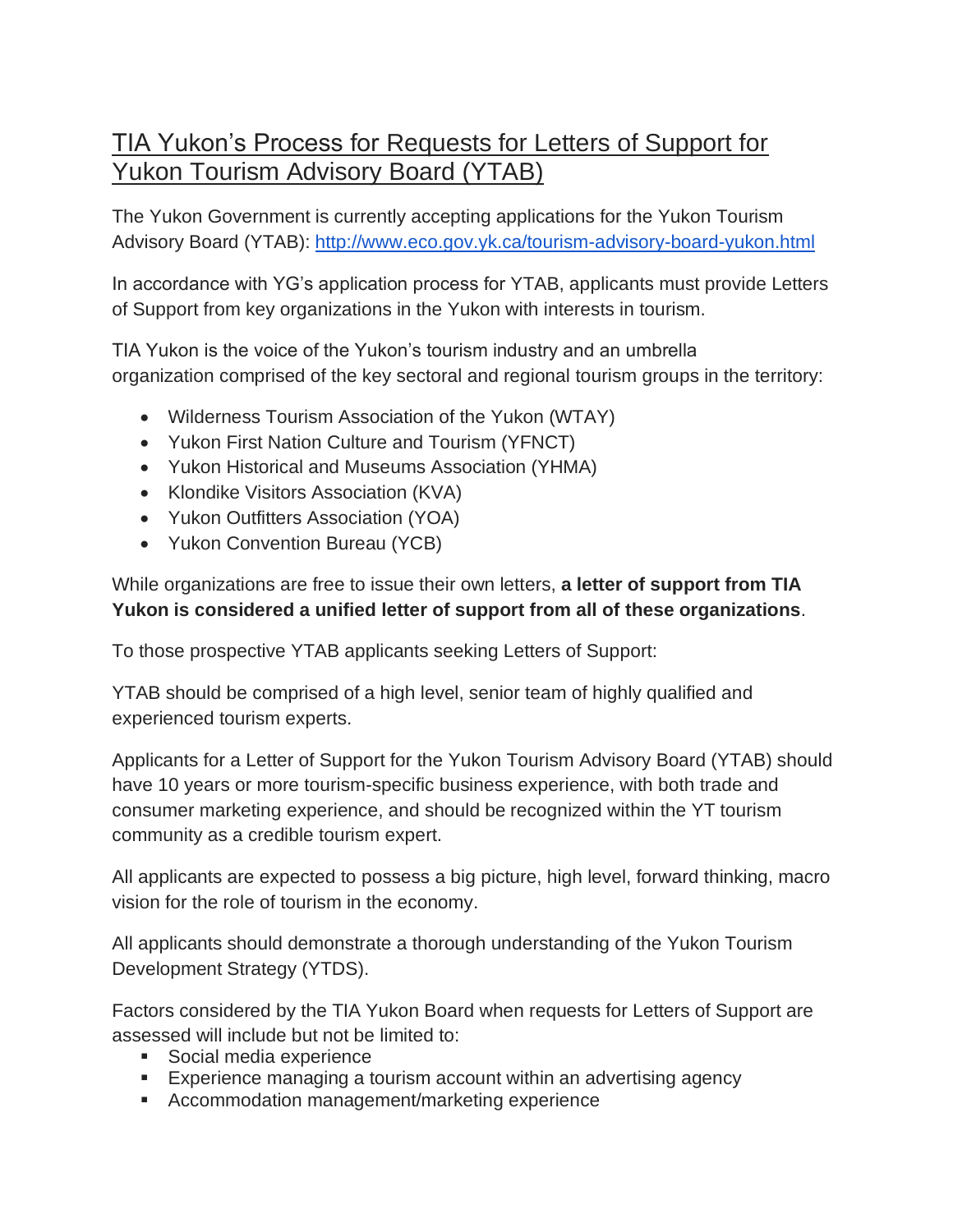# TIA Yukon's Process for Requests for Letters of Support for Yukon Tourism Advisory Board (YTAB)

The Yukon Government is currently accepting applications for the Yukon Tourism Advisory Board (YTAB): http://www.eco.gov.yk.ca/tourism-advisory-board-yukon.html

In accordance with YG's application process for YTAB, applicants must provide Letters of Support from key organizations in the Yukon with interests in tourism.

TIA Yukon is the voice of the Yukon's tourism industry and an umbrella organization comprised of the key sectoral and regional tourism groups in the territory:

- Wilderness Tourism Association of the Yukon (WTAY)
- Yukon First Nation Culture and Tourism (YFNCT)
- Yukon Historical and Museums Association (YHMA)
- Klondike Visitors Association (KVA)
- Yukon Outfitters Association (YOA)
- Yukon Convention Bureau (YCB)

While organizations are free to issue their own letters, **a letter of support from TIA Yukon is considered a unified letter of support from all of these organizations**.

To those prospective YTAB applicants seeking Letters of Support:

YTAB should be comprised of a high level, senior team of highly qualified and experienced tourism experts.

Applicants for a Letter of Support for the Yukon Tourism Advisory Board (YTAB) should have 10 years or more tourism-specific business experience, with both trade and consumer marketing experience, and should be recognized within the YT tourism community as a credible tourism expert.

All applicants are expected to possess a big picture, high level, forward thinking, macro vision for the role of tourism in the economy.

All applicants should demonstrate a thorough understanding of the Yukon Tourism Development Strategy (YTDS).

Factors considered by the TIA Yukon Board when requests for Letters of Support are assessed will include but not be limited to:

- Social media experience
- Experience managing a tourism account within an advertising agency
- Accommodation management/marketing experience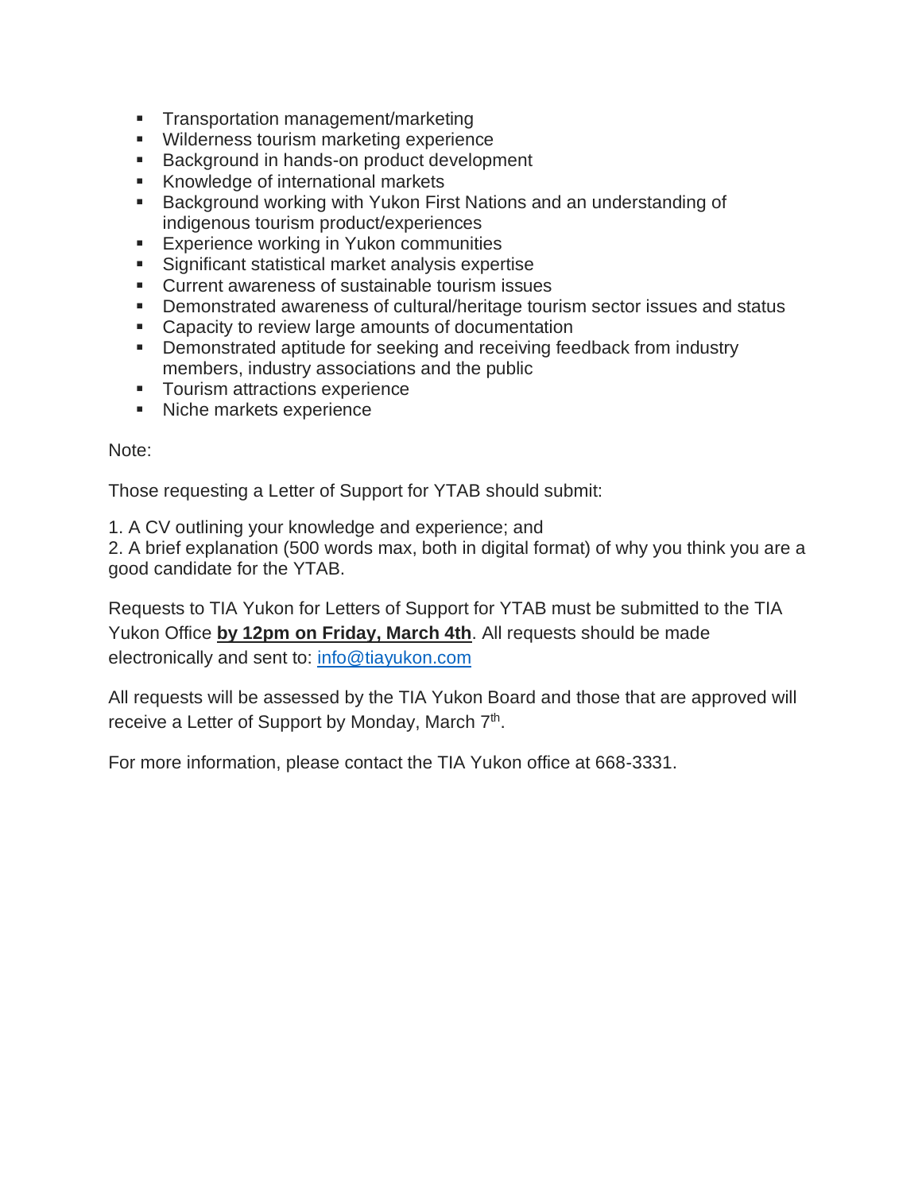- Transportation management/marketing
- Wilderness tourism marketing experience
- Background in hands-on product development
- Knowledge of international markets
- Background working with Yukon First Nations and an understanding of indigenous tourism product/experiences
- Experience working in Yukon communities
- Significant statistical market analysis expertise
- Current awareness of sustainable tourism issues
- Demonstrated awareness of cultural/heritage tourism sector issues and status
- Capacity to review large amounts of documentation
- Demonstrated aptitude for seeking and receiving feedback from industry members, industry associations and the public
- Tourism attractions experience
- Niche markets experience

Note:

Those requesting a Letter of Support for YTAB should submit:

1. A CV outlining your knowledge and experience; and
2. A brief explanation (500 words max, both in digital format) of why you think you are a good candidate for the YTAB.

Requests to TIA Yukon for Letters of Support for YTAB must be submitted to the TIA Yukon Office **by 12pm on Friday, March 4th**. All requests should be made electronically and sent to: info@tiayukon.com

All requests will be assessed by the TIA Yukon Board and those that are approved will receive a Letter of Support by Monday, March 7th.

For more information, please contact the TIA Yukon office at 668-3331.